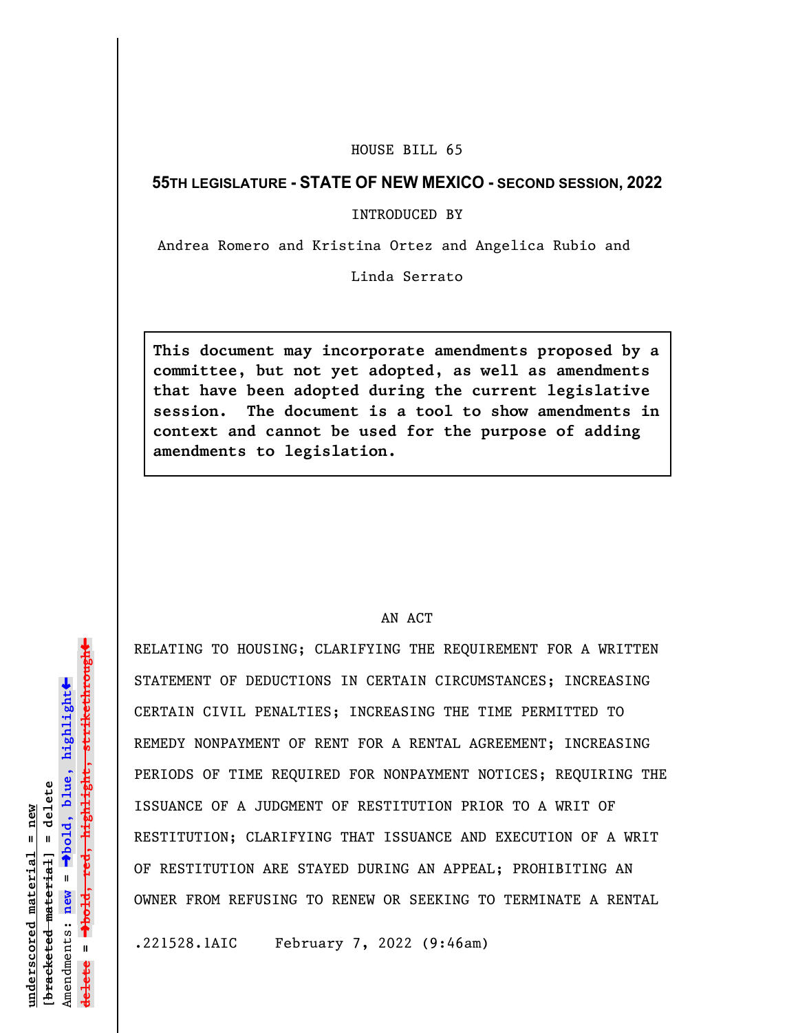HOUSE BILL 65

**55TH LEGISLATURE - STATE OF NEW MEXICO - SECOND SESSION, 2022**

INTRODUCED BY

Andrea Romero and Kristina Ortez and Angelica Rubio and Linda Serrato

> **This document may incorporate amendments proposed by a committee, but not yet adopted, as well as amendments that have been adopted during the current legislative session. The document is a tool to show amendments in context and cannot be used for the purpose of adding amendments to legislation.**

AN ACT

RELATING TO HOUSING; CLARIFYING THE REQUIREMENT FOR A WRITTEN STATEMENT OF DEDUCTIONS IN CERTAIN CIRCUMSTANCES; INCREASING CERTAIN CIVIL PENALTIES; INCREASING THE TIME PERMITTED TO REMEDY NONPAYMENT OF RENT FOR A RENTAL AGREEMENT; INCREASING PERIODS OF TIME REQUIRED FOR NONPAYMENT NOTICES; REQUIRING THE ISSUANCE OF A JUDGMENT OF RESTITUTION PRIOR TO A WRIT OF RESTITUTION; CLARIFYING THAT ISSUANCE AND EXECUTION OF A WRIT OF RESTITUTION ARE STAYED DURING AN APPEAL; PROHIBITING AN OWNER FROM REFUSING TO RENEW OR SEEKING TO TERMINATE A RENTAL

.221528.1AIC February 7, 2022 (9:46am)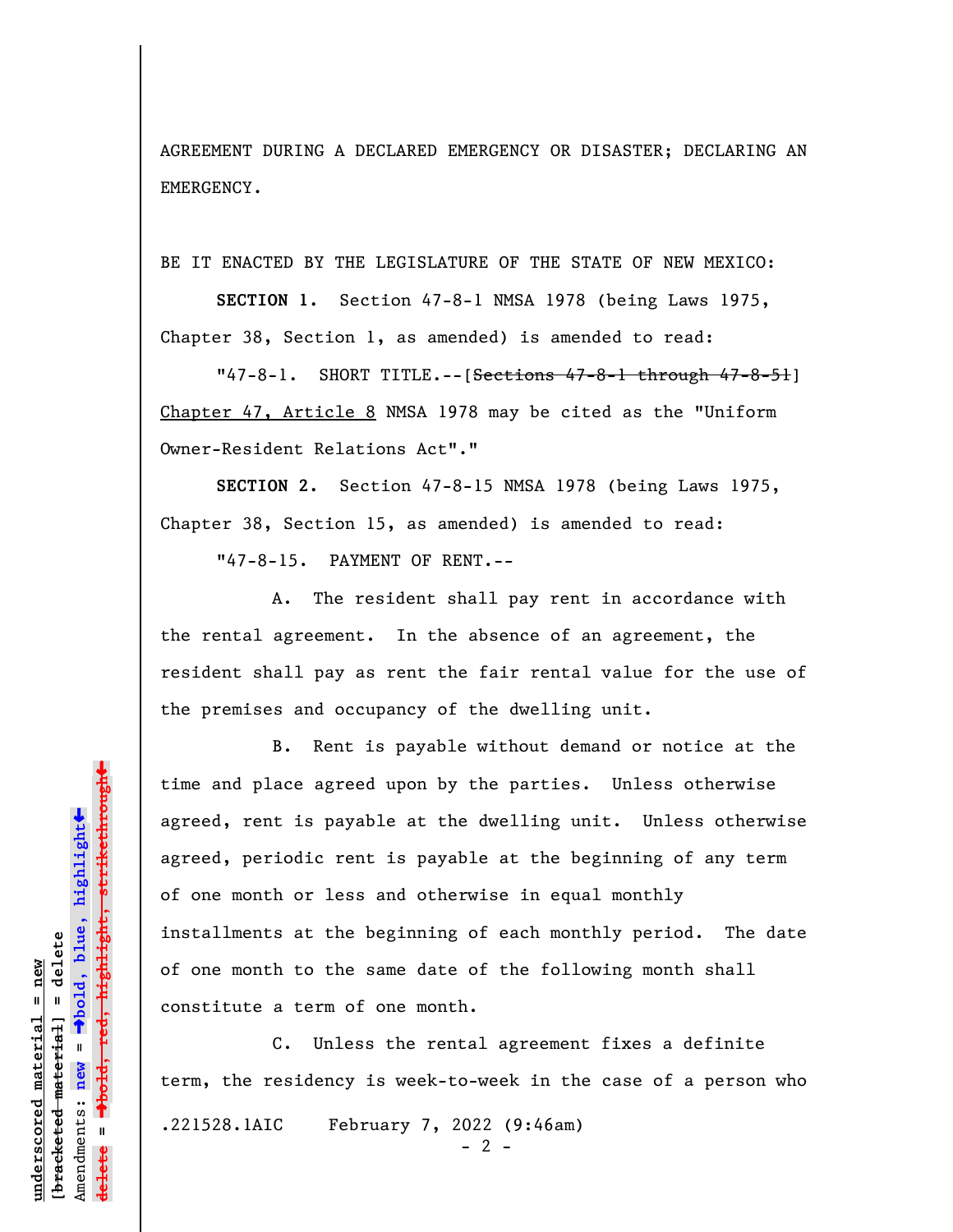AGREEMENT DURING A DECLARED EMERGENCY OR DISASTER; DECLARING AN EMERGENCY.

BE IT ENACTED BY THE LEGISLATURE OF THE STATE OF NEW MEXICO:

**SECTION 1.** Section 47-8-1 NMSA 1978 (being Laws 1975, Chapter 38, Section 1, as amended) is amended to read:

"47-8-1. SHORT TITLE.--[~~Sections 47-8-1 through 47-8-51~~] <u>Chapter 47, Article 8</u> NMSA 1978 may be cited as the "Uniform Owner-Resident Relations Act"."

**SECTION 2.** Section 47-8-15 NMSA 1978 (being Laws 1975, Chapter 38, Section 15, as amended) is amended to read:

"47-8-15. PAYMENT OF RENT.--

A. The resident shall pay rent in accordance with the rental agreement. In the absence of an agreement, the resident shall pay as rent the fair rental value for the use of the premises and occupancy of the dwelling unit.

B. Rent is payable without demand or notice at the time and place agreed upon by the parties. Unless otherwise agreed, rent is payable at the dwelling unit. Unless otherwise agreed, periodic rent is payable at the beginning of any term of one month or less and otherwise in equal monthly installments at the beginning of each monthly period. The date of one month to the same date of the following month shall constitute a term of one month.

C. Unless the rental agreement fixes a definite term, the residency is week-to-week in the case of a person who

.221528.1AIC February 7, 2022 (9:46am)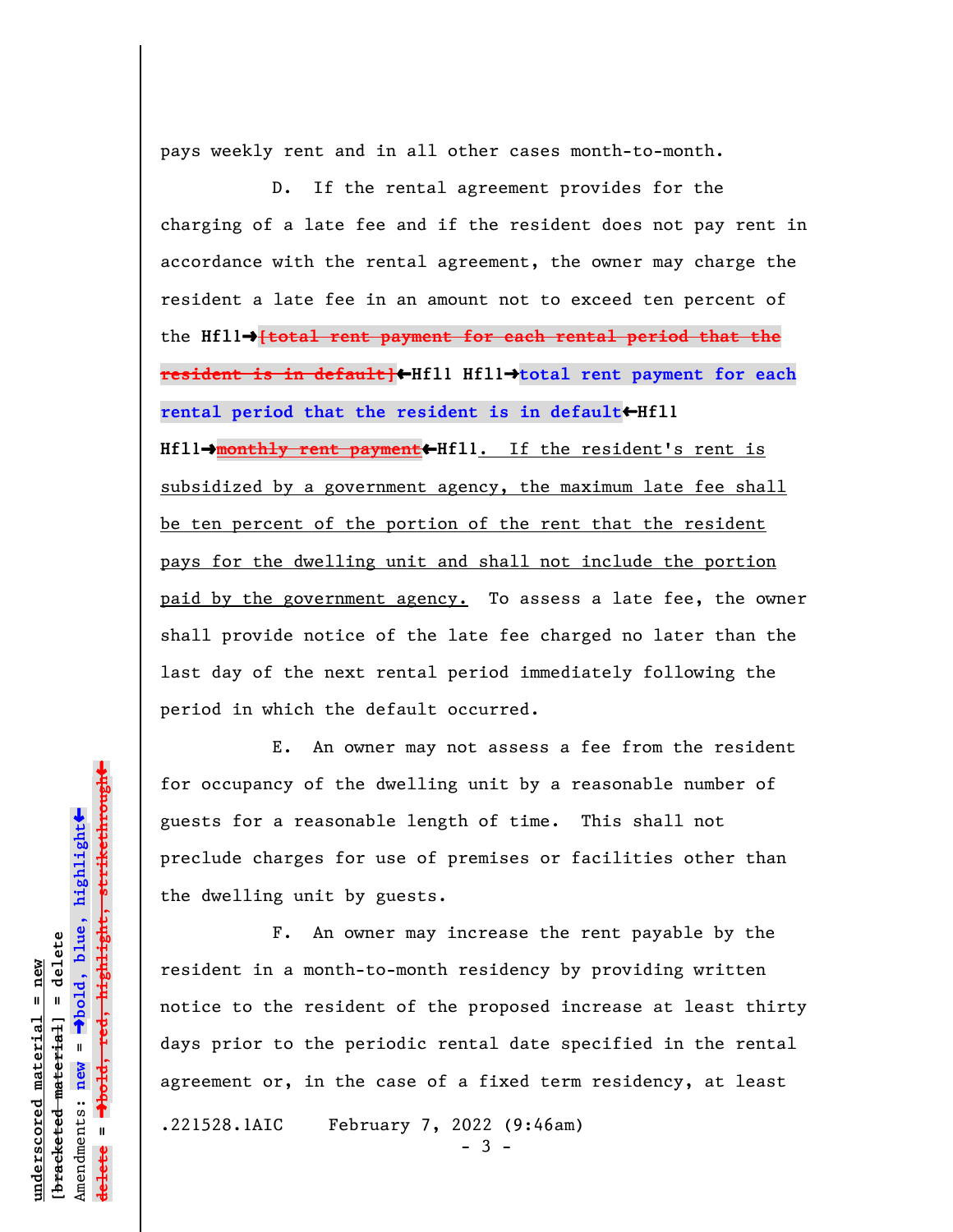pays weekly rent and in all other cases month-to-month.

D. If the rental agreement provides for the charging of a late fee and if the resident does not pay rent in accordance with the rental agreement, the owner may charge the resident a late fee in an amount not to exceed ten percent of the **Hfl1→**~~[total rent payment for each rental period that the resident is in default]~~**←Hfl1 Hfl1→total rent payment for each rental period that the resident is in default←Hfl1 Hfl1→**~~monthly rent payment~~**←Hfl1**. If the resident's rent is subsidized by a government agency, the maximum late fee shall be ten percent of the portion of the rent that the resident pays for the dwelling unit and shall not include the portion paid by the government agency. To assess a late fee, the owner shall provide notice of the late fee charged no later than the last day of the next rental period immediately following the period in which the default occurred.

E. An owner may not assess a fee from the resident for occupancy of the dwelling unit by a reasonable number of guests for a reasonable length of time. This shall not preclude charges for use of premises or facilities other than the dwelling unit by guests.

F. An owner may increase the rent payable by the resident in a month-to-month residency by providing written notice to the resident of the proposed increase at least thirty days prior to the periodic rental date specified in the rental agreement or, in the case of a fixed term residency, at least

.221528.1AIC February 7, 2022 (9:46am)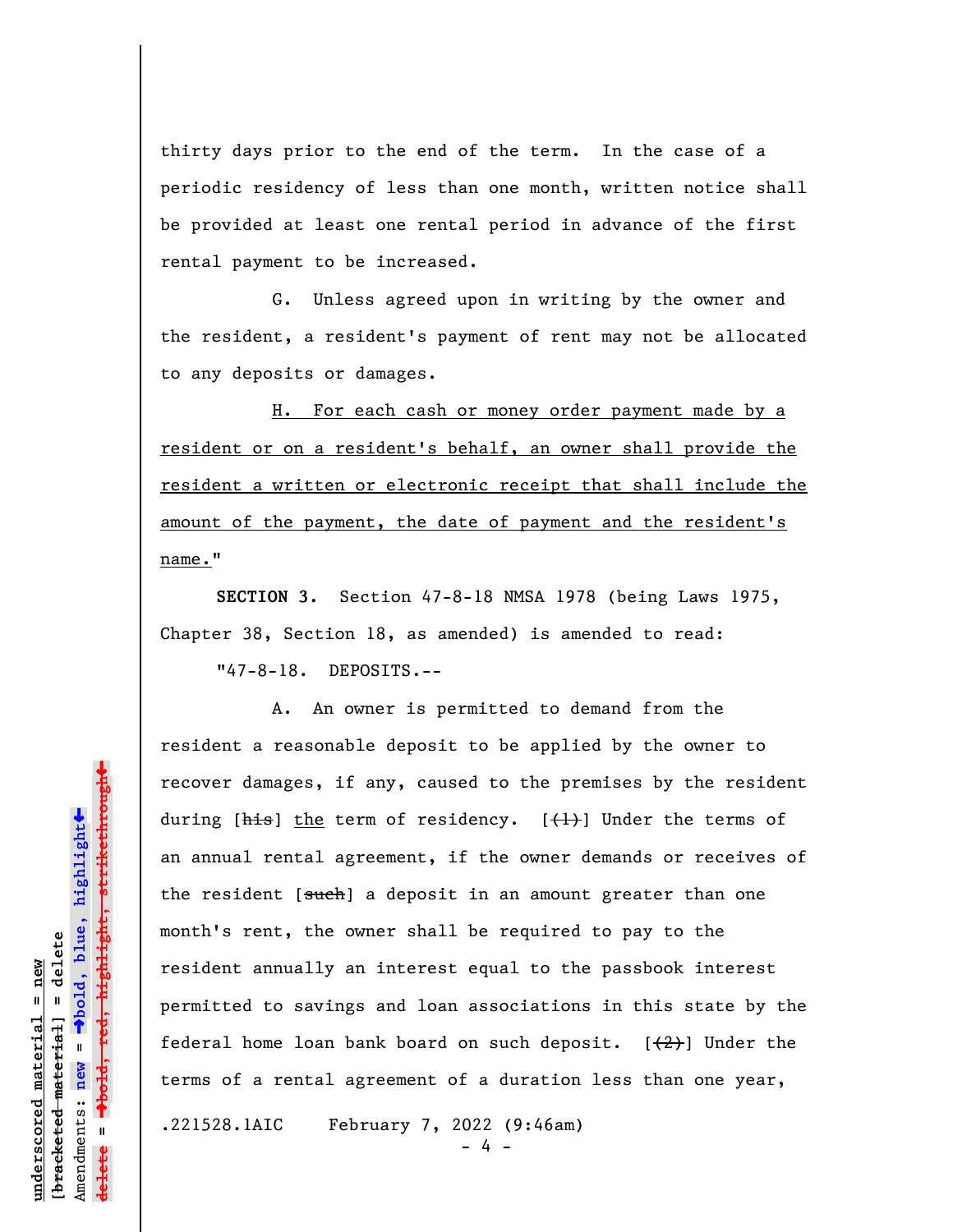thirty days prior to the end of the term. In the case of a periodic residency of less than one month, written notice shall be provided at least one rental period in advance of the first rental payment to be increased.

G. Unless agreed upon in writing by the owner and the resident, a resident's payment of rent may not be allocated to any deposits or damages.

<u>H. For each cash or money order payment made by a resident or on a resident's behalf, an owner shall provide the resident a written or electronic receipt that shall include the amount of the payment, the date of payment and the resident's name.</u>"

**SECTION 3.** Section 47-8-18 NMSA 1978 (being Laws 1975, Chapter 38, Section 18, as amended) is amended to read:

"47-8-18. DEPOSITS.--

A. An owner is permitted to demand from the resident a reasonable deposit to be applied by the owner to recover damages, if any, caused to the premises by the resident during [~~his~~] <u>the</u> term of residency. [~~(1)~~] Under the terms of an annual rental agreement, if the owner demands or receives of the resident [~~such~~] a deposit in an amount greater than one month's rent, the owner shall be required to pay to the resident annually an interest equal to the passbook interest permitted to savings and loan associations in this state by the federal home loan bank board on such deposit. [~~(2)~~] Under the terms of a rental agreement of a duration less than one year,

.221528.1AIC February 7, 2022 (9:46am)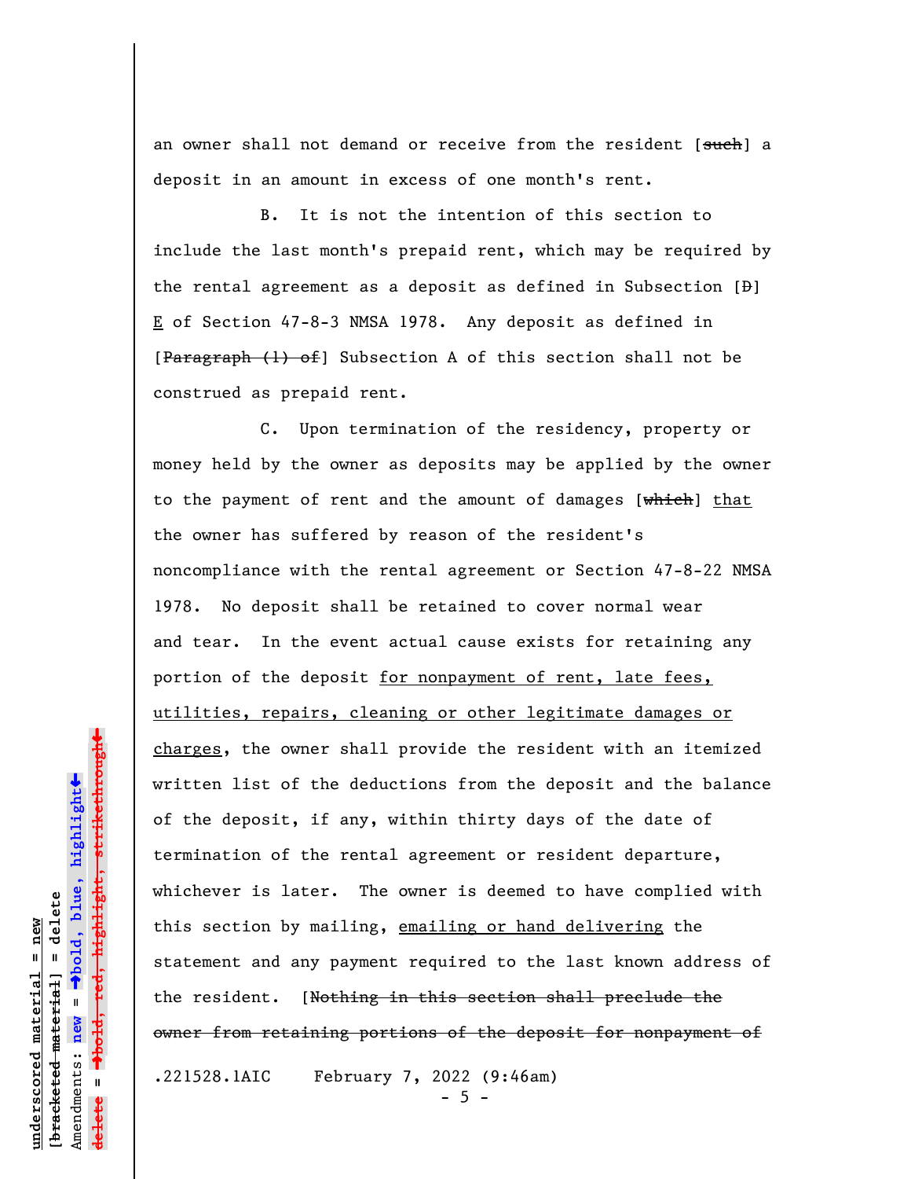an owner shall not demand or receive from the resident [~~such~~] a deposit in an amount in excess of one month's rent.

B. It is not the intention of this section to include the last month's prepaid rent, which may be required by the rental agreement as a deposit as defined in Subsection [~~D~~] <u>E</u> of Section 47-8-3 NMSA 1978. Any deposit as defined in [~~Paragraph (1) of~~] Subsection A of this section shall not be construed as prepaid rent.

C. Upon termination of the residency, property or money held by the owner as deposits may be applied by the owner to the payment of rent and the amount of damages [~~which~~] <u>that</u> the owner has suffered by reason of the resident's noncompliance with the rental agreement or Section 47-8-22 NMSA 1978. No deposit shall be retained to cover normal wear and tear. In the event actual cause exists for retaining any portion of the deposit <u>for nonpayment of rent, late fees, utilities, repairs, cleaning or other legitimate damages or charges</u>, the owner shall provide the resident with an itemized written list of the deductions from the deposit and the balance of the deposit, if any, within thirty days of the date of termination of the rental agreement or resident departure, whichever is later. The owner is deemed to have complied with this section by mailing, <u>emailing or hand delivering</u> the statement and any payment required to the last known address of the resident. [~~Nothing in this section shall preclude the owner from retaining portions of the deposit for nonpayment of~~

.221528.1AIC February 7, 2022 (9:46am)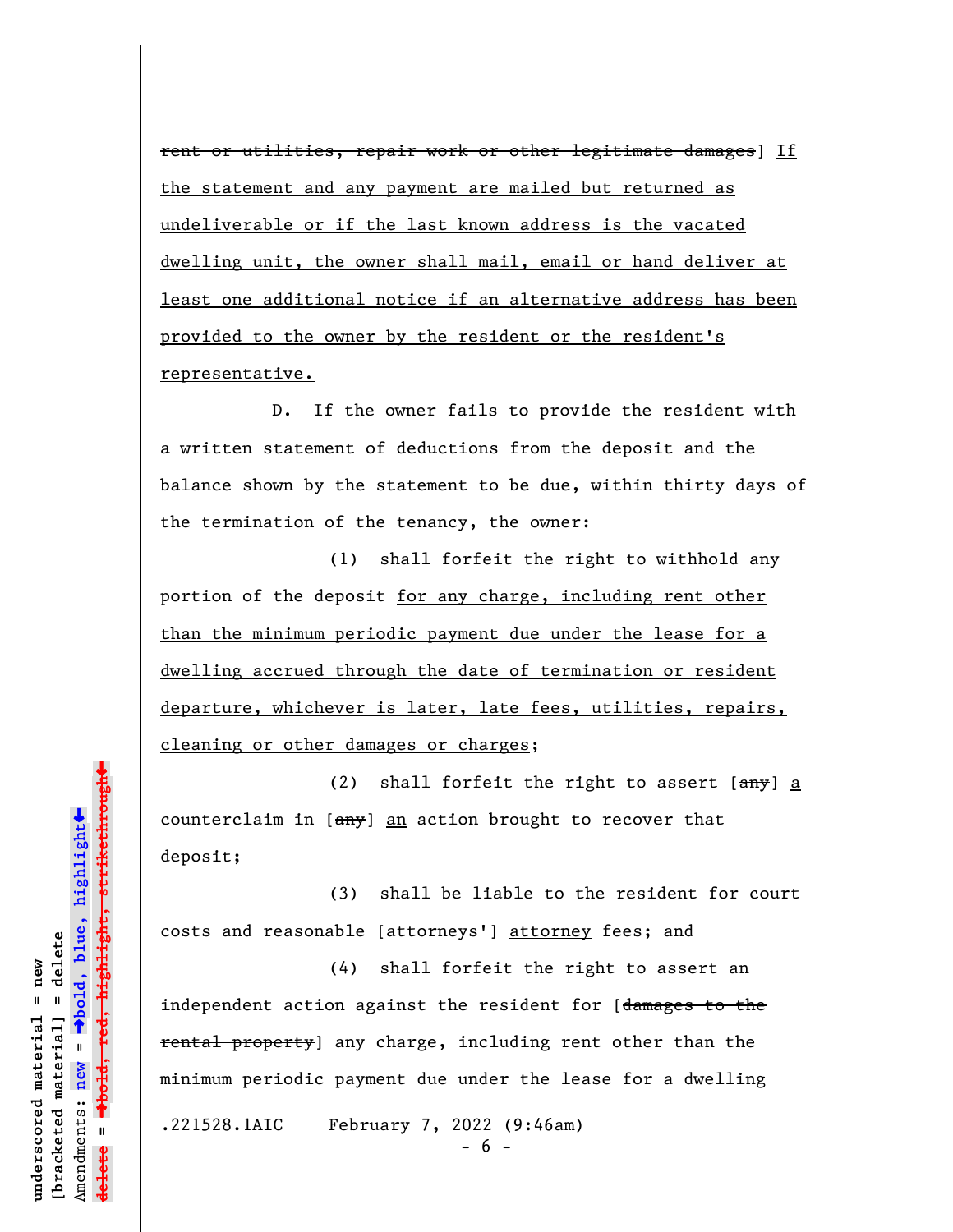~~rent or utilities, repair work or other legitimate damages~~] If the statement and any payment are mailed but returned as undeliverable or if the last known address is the vacated dwelling unit, the owner shall mail, email or hand deliver at least one additional notice if an alternative address has been provided to the owner by the resident or the resident's representative.

D. If the owner fails to provide the resident with a written statement of deductions from the deposit and the balance shown by the statement to be due, within thirty days of the termination of the tenancy, the owner:

(1) shall forfeit the right to withhold any portion of the deposit for any charge, including rent other than the minimum periodic payment due under the lease for a dwelling accrued through the date of termination or resident departure, whichever is later, late fees, utilities, repairs, cleaning or other damages or charges;

(2) shall forfeit the right to assert [~~any~~] a counterclaim in [~~any~~] an action brought to recover that deposit;

(3) shall be liable to the resident for court costs and reasonable [~~attorneys'~~] attorney fees; and

(4) shall forfeit the right to assert an independent action against the resident for [~~damages to the rental property~~] any charge, including rent other than the minimum periodic payment due under the lease for a dwelling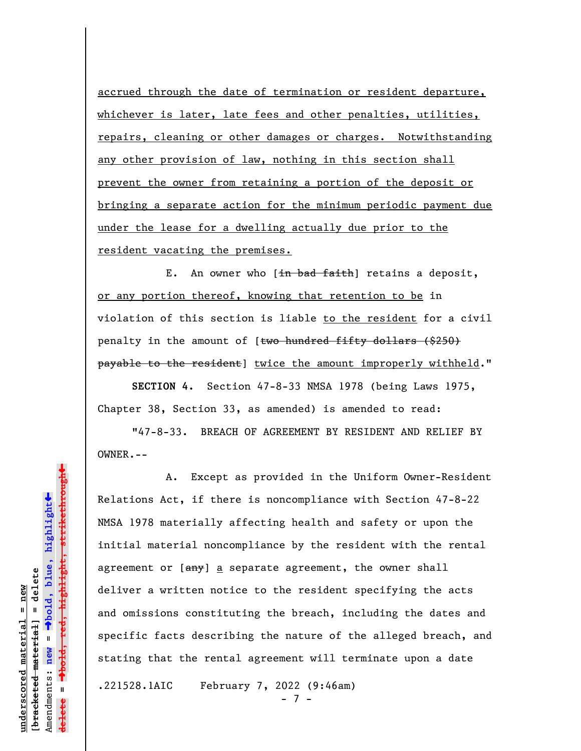accrued through the date of termination or resident departure, whichever is later, late fees and other penalties, utilities, repairs, cleaning or other damages or charges. Notwithstanding any other provision of law, nothing in this section shall prevent the owner from retaining a portion of the deposit or bringing a separate action for the minimum periodic payment due under the lease for a dwelling actually due prior to the resident vacating the premises.

E. An owner who [~~in bad faith~~] retains a deposit, or any portion thereof, knowing that retention to be in violation of this section is liable to the resident for a civil penalty in the amount of [~~two hundred fifty dollars ($250) payable to the resident~~] twice the amount improperly withheld."

**SECTION 4.** Section 47-8-33 NMSA 1978 (being Laws 1975, Chapter 38, Section 33, as amended) is amended to read:

"47-8-33. BREACH OF AGREEMENT BY RESIDENT AND RELIEF BY OWNER.--

A. Except as provided in the Uniform Owner-Resident Relations Act, if there is noncompliance with Section 47-8-22 NMSA 1978 materially affecting health and safety or upon the initial material noncompliance by the resident with the rental agreement or [~~any~~] a separate agreement, the owner shall deliver a written notice to the resident specifying the acts and omissions constituting the breach, including the dates and specific facts describing the nature of the alleged breach, and stating that the rental agreement will terminate upon a date

.221528.1AIC February 7, 2022 (9:46am)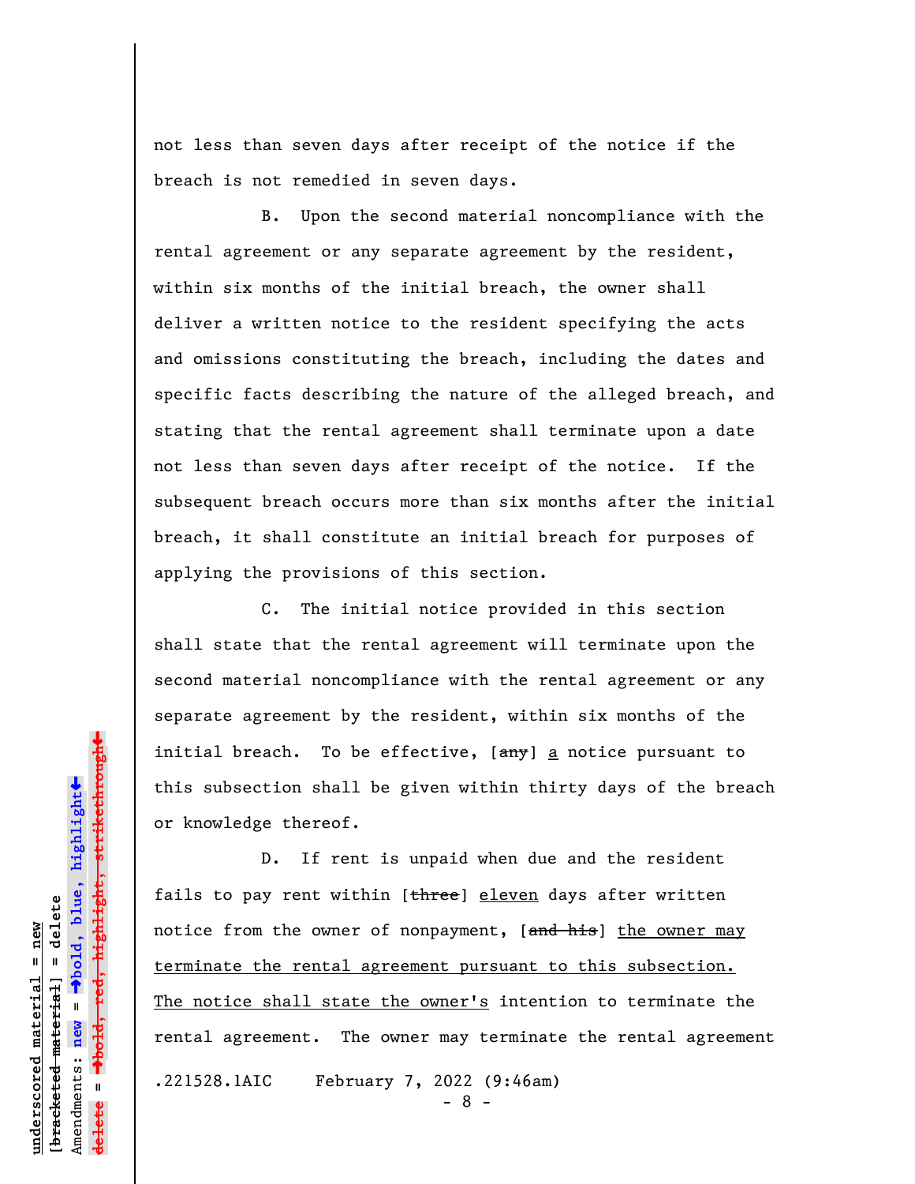not less than seven days after receipt of the notice if the breach is not remedied in seven days.

B. Upon the second material noncompliance with the rental agreement or any separate agreement by the resident, within six months of the initial breach, the owner shall deliver a written notice to the resident specifying the acts and omissions constituting the breach, including the dates and specific facts describing the nature of the alleged breach, and stating that the rental agreement shall terminate upon a date not less than seven days after receipt of the notice. If the subsequent breach occurs more than six months after the initial breach, it shall constitute an initial breach for purposes of applying the provisions of this section.

C. The initial notice provided in this section shall state that the rental agreement will terminate upon the second material noncompliance with the rental agreement or any separate agreement by the resident, within six months of the initial breach. To be effective, [~~any~~] <u>a</u> notice pursuant to this subsection shall be given within thirty days of the breach or knowledge thereof.

D. If rent is unpaid when due and the resident fails to pay rent within [~~three~~] <u>eleven</u> days after written notice from the owner of nonpayment, [~~and his~~] <u>the owner may terminate the rental agreement pursuant to this subsection. The notice shall state the owner's</u> intention to terminate the rental agreement. The owner may terminate the rental agreement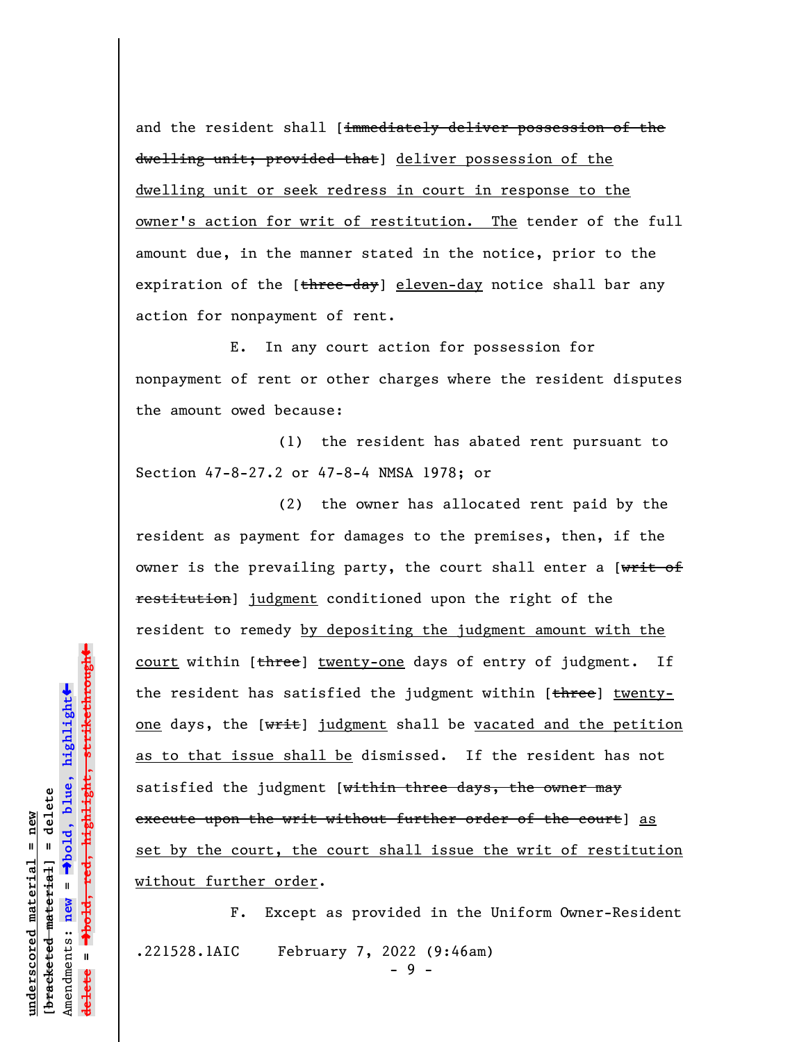and the resident shall [~~immediately deliver possession of the dwelling unit; provided that~~] <u>deliver possession of the dwelling unit or seek redress in court in response to the owner's action for writ of restitution. The</u> tender of the full amount due, in the manner stated in the notice, prior to the expiration of the [~~three-day~~] <u>eleven-day</u> notice shall bar any action for nonpayment of rent.

E. In any court action for possession for nonpayment of rent or other charges where the resident disputes the amount owed because:

(1) the resident has abated rent pursuant to Section 47-8-27.2 or 47-8-4 NMSA 1978; or

(2) the owner has allocated rent paid by the resident as payment for damages to the premises, then, if the owner is the prevailing party, the court shall enter a [~~writ of restitution~~] <u>judgment</u> conditioned upon the right of the resident to remedy <u>by depositing the judgment amount with the court</u> within [~~three~~] <u>twenty-one</u> days of entry of judgment. If the resident has satisfied the judgment within [~~three~~] <u>twenty-one</u> days, the [~~writ~~] <u>judgment</u> shall be <u>vacated and the petition as to that issue shall be</u> dismissed. If the resident has not satisfied the judgment [~~within three days, the owner may execute upon the writ without further order of the court~~] <u>as set by the court, the court shall issue the writ of restitution without further order</u>.

F. Except as provided in the Uniform Owner-Resident

.221528.1AIC February 7, 2022 (9:46am)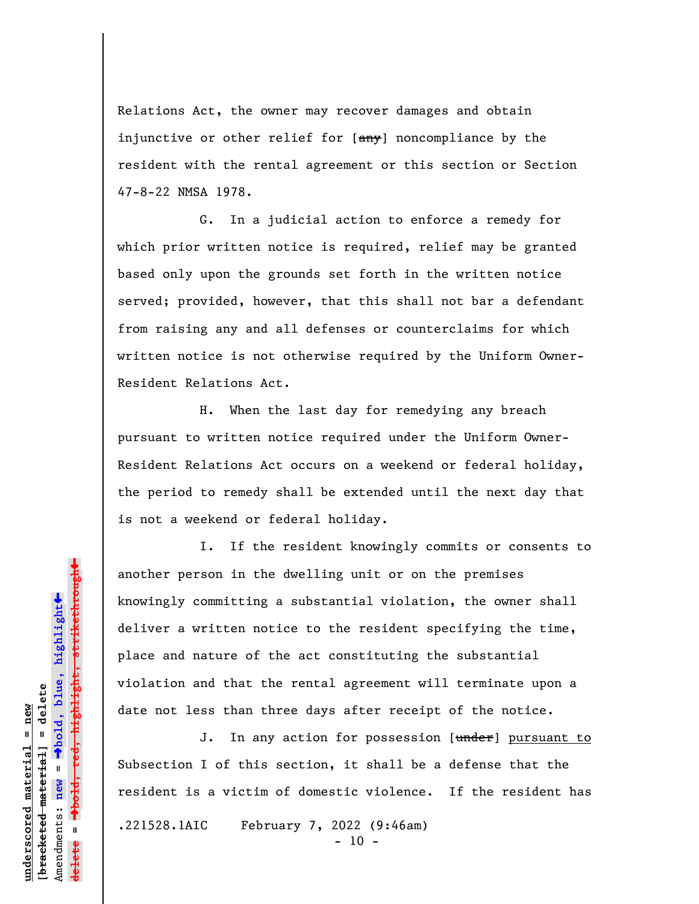Relations Act, the owner may recover damages and obtain injunctive or other relief for [~~any~~] noncompliance by the resident with the rental agreement or this section or Section 47-8-22 NMSA 1978.

G. In a judicial action to enforce a remedy for which prior written notice is required, relief may be granted based only upon the grounds set forth in the written notice served; provided, however, that this shall not bar a defendant from raising any and all defenses or counterclaims for which written notice is not otherwise required by the Uniform Owner-Resident Relations Act.

H. When the last day for remedying any breach pursuant to written notice required under the Uniform Owner-Resident Relations Act occurs on a weekend or federal holiday, the period to remedy shall be extended until the next day that is not a weekend or federal holiday.

I. If the resident knowingly commits or consents to another person in the dwelling unit or on the premises knowingly committing a substantial violation, the owner shall deliver a written notice to the resident specifying the time, place and nature of the act constituting the substantial violation and that the rental agreement will terminate upon a date not less than three days after receipt of the notice.

J. In any action for possession [~~under~~] <u>pursuant to</u> Subsection I of this section, it shall be a defense that the resident is a victim of domestic violence. If the resident has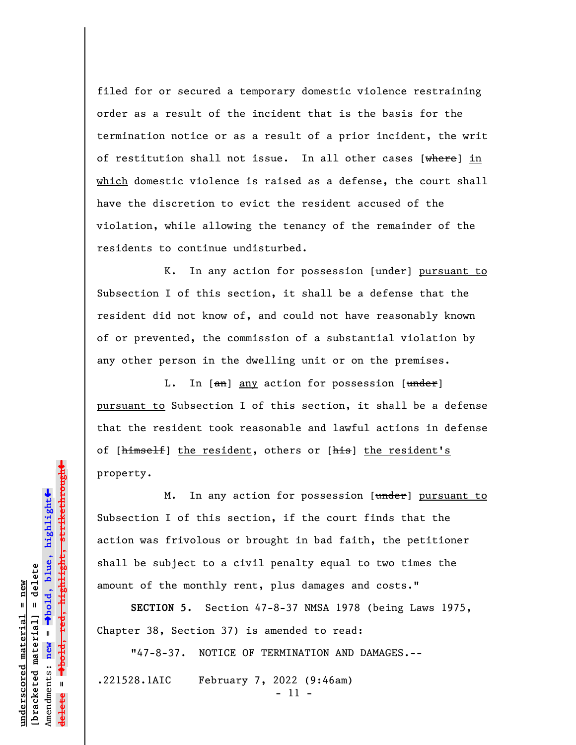filed for or secured a temporary domestic violence restraining order as a result of the incident that is the basis for the termination notice or as a result of a prior incident, the writ of restitution shall not issue. In all other cases [~~where~~] <u>in which</u> domestic violence is raised as a defense, the court shall have the discretion to evict the resident accused of the violation, while allowing the tenancy of the remainder of the residents to continue undisturbed.

K. In any action for possession [~~under~~] <u>pursuant to</u> Subsection I of this section, it shall be a defense that the resident did not know of, and could not have reasonably known of or prevented, the commission of a substantial violation by any other person in the dwelling unit or on the premises.

L. In [~~an~~] <u>any</u> action for possession [~~under~~] <u>pursuant to</u> Subsection I of this section, it shall be a defense that the resident took reasonable and lawful actions in defense of [~~himself~~] <u>the resident</u>, others or [~~his~~] <u>the resident's</u> property.

M. In any action for possession [~~under~~] <u>pursuant to</u> Subsection I of this section, if the court finds that the action was frivolous or brought in bad faith, the petitioner shall be subject to a civil penalty equal to two times the amount of the monthly rent, plus damages and costs."

**SECTION 5.** Section 47-8-37 NMSA 1978 (being Laws 1975, Chapter 38, Section 37) is amended to read:

"47-8-37. NOTICE OF TERMINATION AND DAMAGES.--

.221528.1AIC February 7, 2022 (9:46am)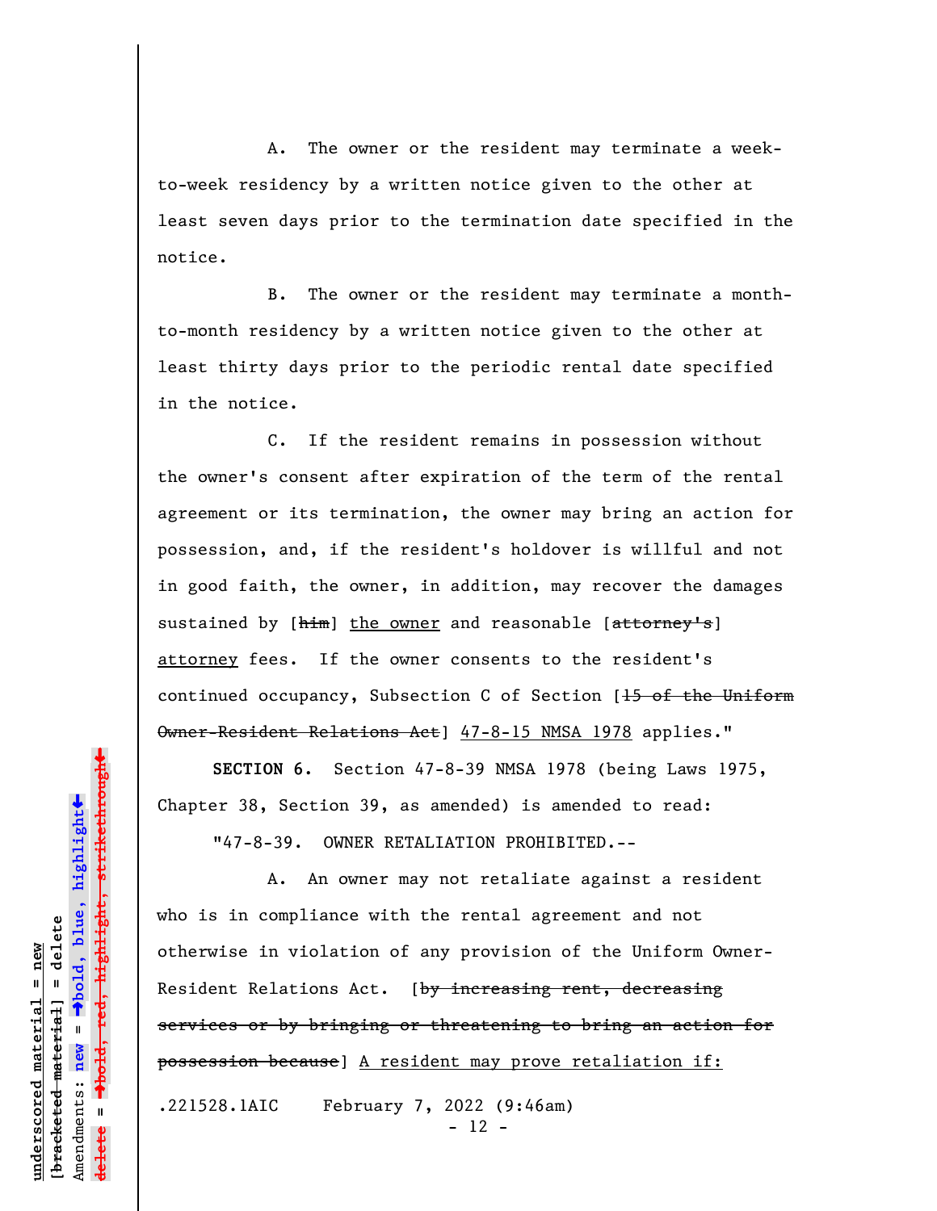A. The owner or the resident may terminate a week-to-week residency by a written notice given to the other at least seven days prior to the termination date specified in the notice.

B. The owner or the resident may terminate a month-to-month residency by a written notice given to the other at least thirty days prior to the periodic rental date specified in the notice.

C. If the resident remains in possession without the owner's consent after expiration of the term of the rental agreement or its termination, the owner may bring an action for possession, and, if the resident's holdover is willful and not in good faith, the owner, in addition, may recover the damages sustained by [~~him~~] <u>the owner</u> and reasonable [~~attorney's~~] <u>attorney</u> fees. If the owner consents to the resident's continued occupancy, Subsection C of Section [~~15 of the Uniform Owner-Resident Relations Act~~] <u>47-8-15 NMSA 1978</u> applies."

**SECTION 6.** Section 47-8-39 NMSA 1978 (being Laws 1975, Chapter 38, Section 39, as amended) is amended to read:

"47-8-39. OWNER RETALIATION PROHIBITED.--

A. An owner may not retaliate against a resident who is in compliance with the rental agreement and not otherwise in violation of any provision of the Uniform Owner-Resident Relations Act. [~~by increasing rent, decreasing services or by bringing or threatening to bring an action for possession because~~] <u>A resident may prove retaliation if:</u>

.221528.1AIC February 7, 2022 (9:46am)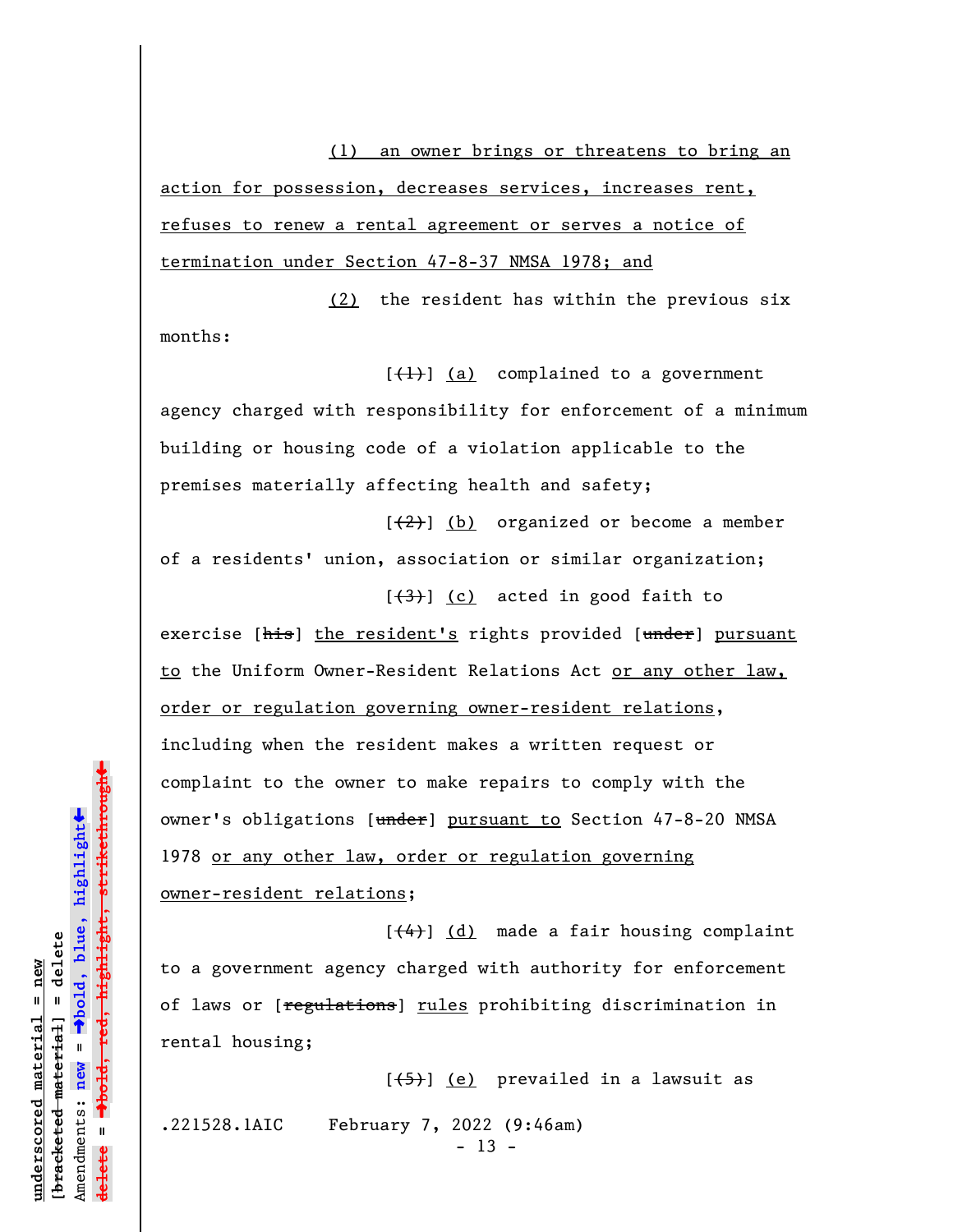(1) an owner brings or threatens to bring an action for possession, decreases services, increases rent, refuses to renew a rental agreement or serves a notice of termination under Section 47-8-37 NMSA 1978; and

(2) the resident has within the previous six months:

[~~(1)~~] (a) complained to a government agency charged with responsibility for enforcement of a minimum building or housing code of a violation applicable to the premises materially affecting health and safety;

[~~(2)~~] (b) organized or become a member of a residents' union, association or similar organization;

[~~(3)~~] (c) acted in good faith to exercise [~~his~~] the resident's rights provided [~~under~~] pursuant to the Uniform Owner-Resident Relations Act or any other law, order or regulation governing owner-resident relations, including when the resident makes a written request or complaint to the owner to make repairs to comply with the owner's obligations [~~under~~] pursuant to Section 47-8-20 NMSA 1978 or any other law, order or regulation governing owner-resident relations;

[~~(4)~~] (d) made a fair housing complaint to a government agency charged with authority for enforcement of laws or [~~regulations~~] rules prohibiting discrimination in rental housing;

[~~(5)~~] (e) prevailed in a lawsuit as

.221528.1AIC February 7, 2022 (9:46am)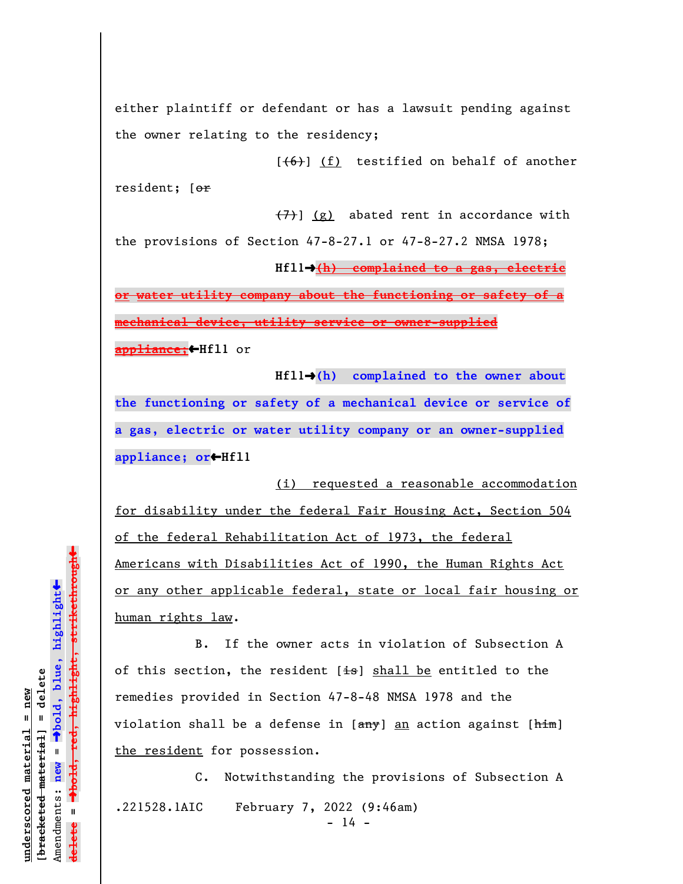either plaintiff or defendant or has a lawsuit pending against the owner relating to the residency;

[~~(6)~~] <u>(f)</u> testified on behalf of another resident; [~~or~~

~~(7)~~] <u>(g)</u> abated rent in accordance with the provisions of Section 47-8-27.1 or 47-8-27.2 NMSA 1978;

Hfl1→~~**(h) complained to a gas, electric or water utility company about the functioning or safety of a mechanical device, utility service or owner-supplied appliance;**~~←Hfl1 or

Hfl1→**(h) complained to the owner about the functioning or safety of a mechanical device or service of a gas, electric or water utility company or an owner-supplied appliance; or**←Hfl1

<u>(i) requested a reasonable accommodation for disability under the federal Fair Housing Act, Section 504 of the federal Rehabilitation Act of 1973, the federal Americans with Disabilities Act of 1990, the Human Rights Act or any other applicable federal, state or local fair housing or human rights law</u>.

B. If the owner acts in violation of Subsection A of this section, the resident [~~is~~] <u>shall be</u> entitled to the remedies provided in Section 47-8-48 NMSA 1978 and the violation shall be a defense in [~~any~~] <u>an</u> action against [~~him~~] <u>the resident</u> for possession.

C. Notwithstanding the provisions of Subsection A

.221528.1AIC February 7, 2022 (9:46am)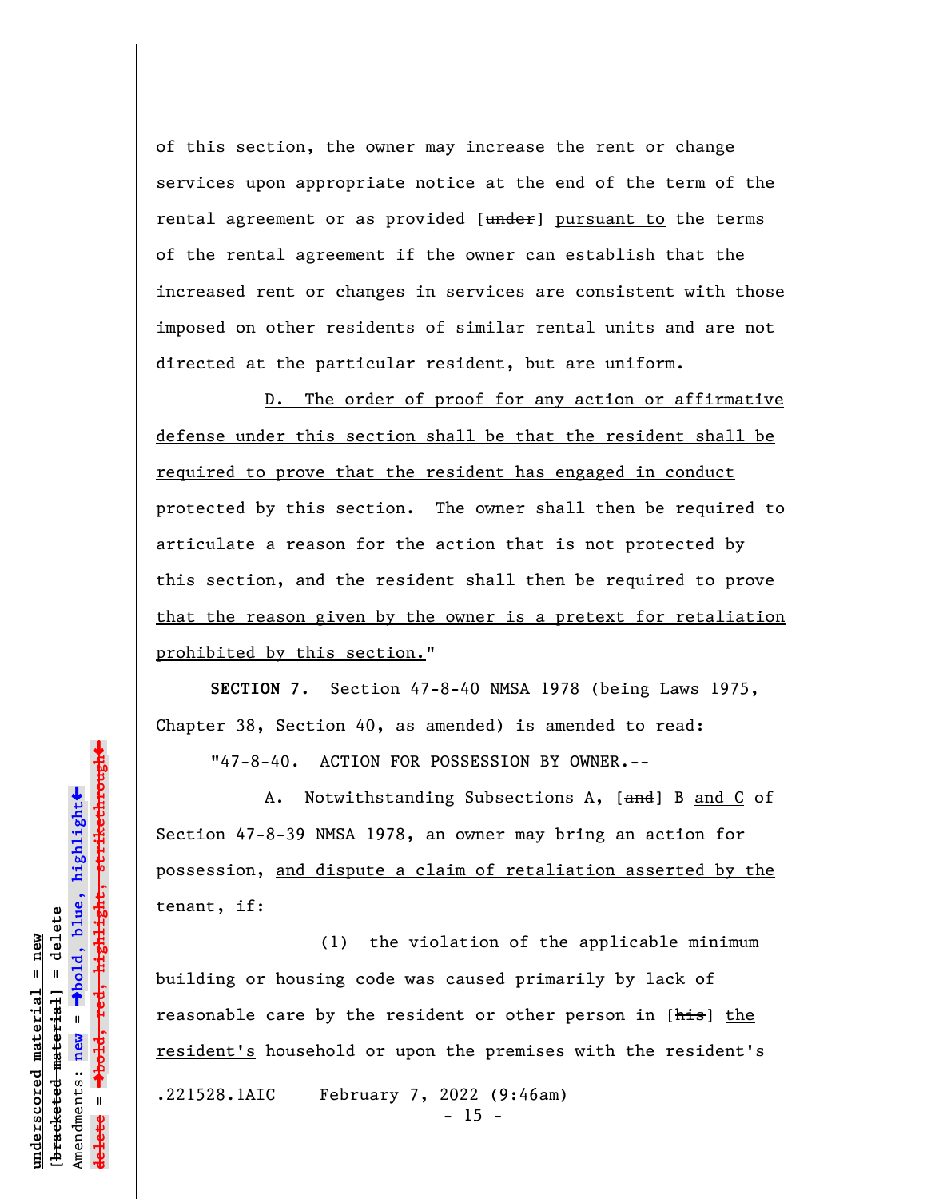of this section, the owner may increase the rent or change services upon appropriate notice at the end of the term of the rental agreement or as provided [~~under~~] pursuant to the terms of the rental agreement if the owner can establish that the increased rent or changes in services are consistent with those imposed on other residents of similar rental units and are not directed at the particular resident, but are uniform.

D. The order of proof for any action or affirmative defense under this section shall be that the resident shall be required to prove that the resident has engaged in conduct protected by this section. The owner shall then be required to articulate a reason for the action that is not protected by this section, and the resident shall then be required to prove that the reason given by the owner is a pretext for retaliation prohibited by this section."

**SECTION 7.** Section 47-8-40 NMSA 1978 (being Laws 1975, Chapter 38, Section 40, as amended) is amended to read:

"47-8-40. ACTION FOR POSSESSION BY OWNER.--

A. Notwithstanding Subsections A, [~~and~~] B and C of Section 47-8-39 NMSA 1978, an owner may bring an action for possession, and dispute a claim of retaliation asserted by the tenant, if:

(1) the violation of the applicable minimum building or housing code was caused primarily by lack of reasonable care by the resident or other person in [~~his~~] the resident's household or upon the premises with the resident's

.221528.1AIC February 7, 2022 (9:46am)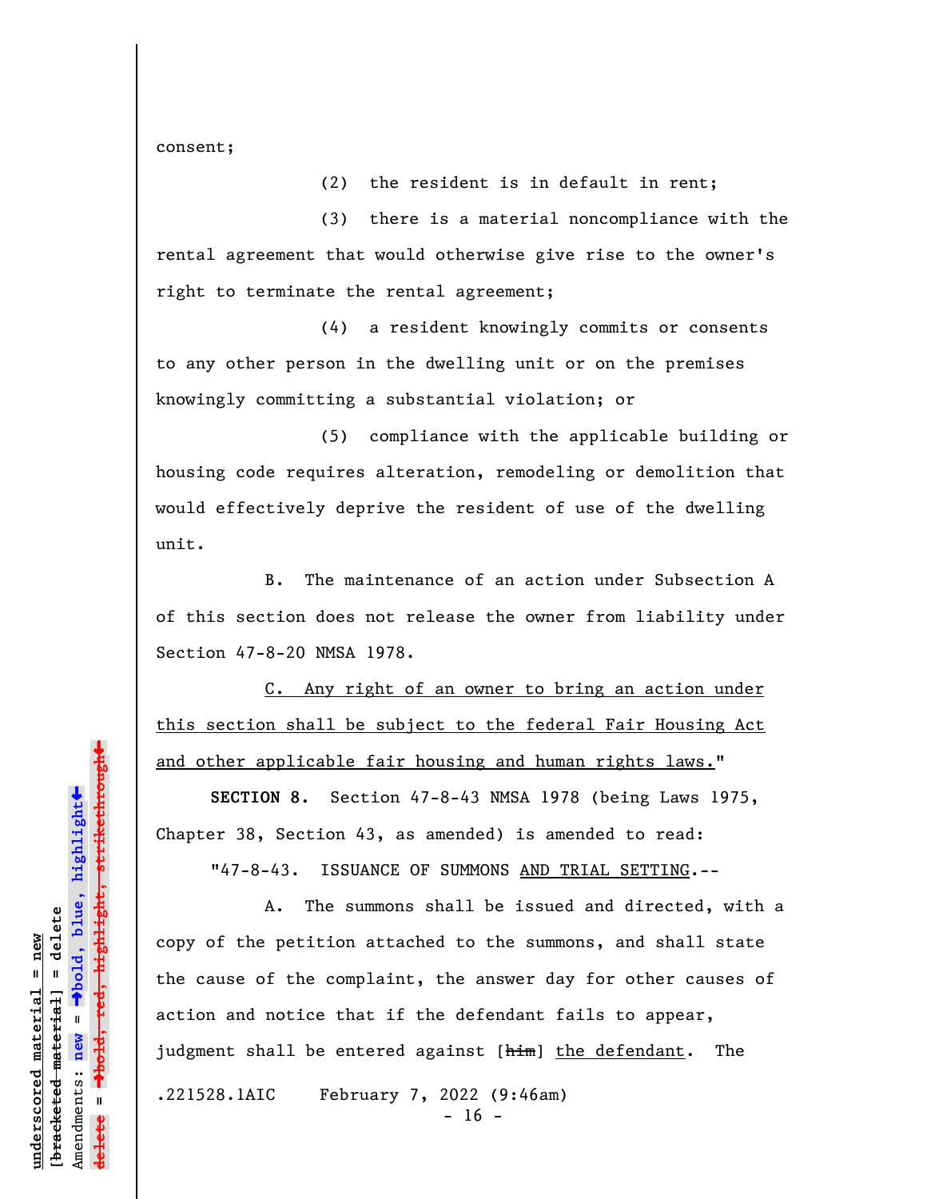consent;

(2) the resident is in default in rent;

(3) there is a material noncompliance with the rental agreement that would otherwise give rise to the owner's right to terminate the rental agreement;

(4) a resident knowingly commits or consents to any other person in the dwelling unit or on the premises knowingly committing a substantial violation; or

(5) compliance with the applicable building or housing code requires alteration, remodeling or demolition that would effectively deprive the resident of use of the dwelling unit.

B. The maintenance of an action under Subsection A of this section does not release the owner from liability under Section 47-8-20 NMSA 1978.

<u>C. Any right of an owner to bring an action under this section shall be subject to the federal Fair Housing Act and other applicable fair housing and human rights laws.</u>"

**SECTION 8.** Section 47-8-43 NMSA 1978 (being Laws 1975, Chapter 38, Section 43, as amended) is amended to read:

"47-8-43. ISSUANCE OF SUMMONS <u>AND TRIAL SETTING</u>.--

A. The summons shall be issued and directed, with a copy of the petition attached to the summons, and shall state the cause of the complaint, the answer day for other causes of action and notice that if the defendant fails to appear, judgment shall be entered against [~~him~~] <u>the defendant</u>. The

.221528.1AIC February 7, 2022 (9:46am)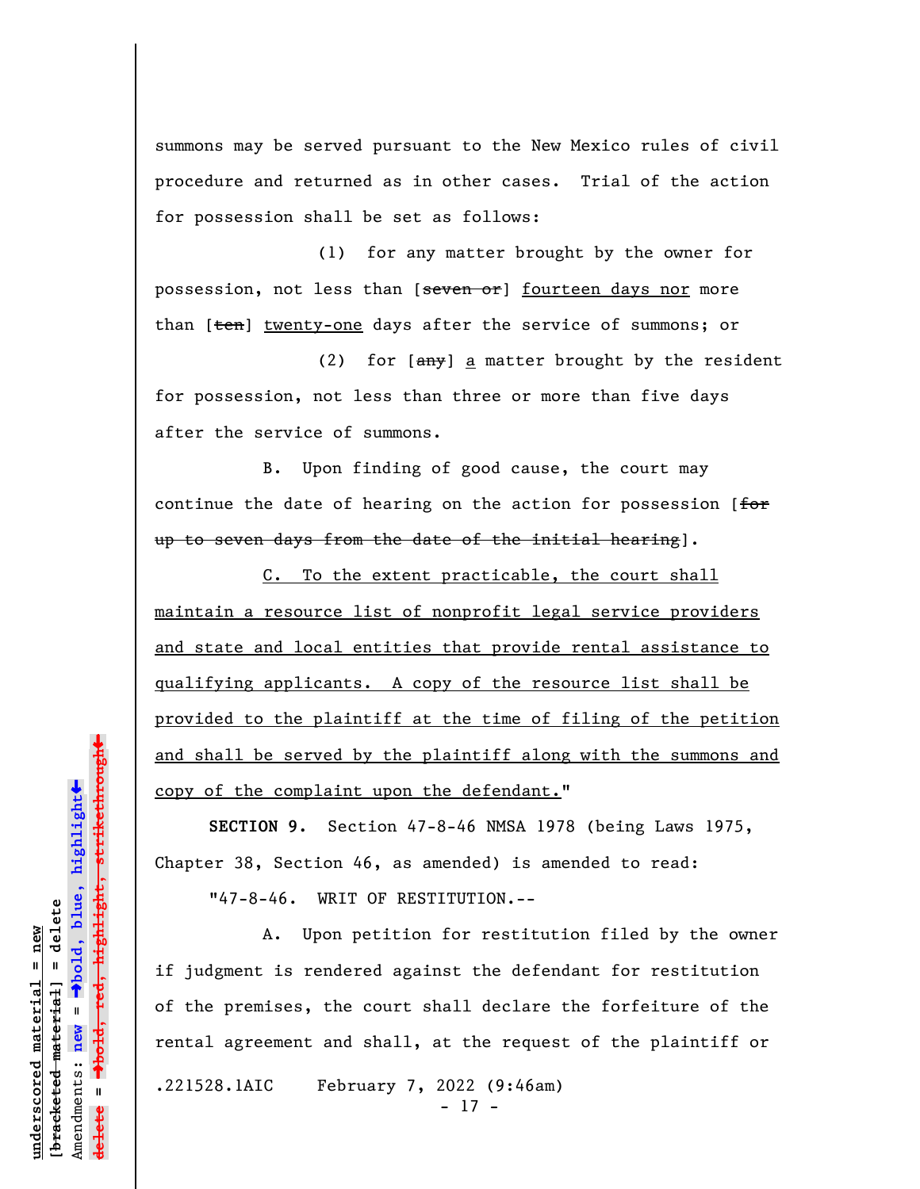summons may be served pursuant to the New Mexico rules of civil procedure and returned as in other cases. Trial of the action for possession shall be set as follows:

(1) for any matter brought by the owner for possession, not less than [~~seven or~~] <u>fourteen days nor</u> more than [~~ten~~] <u>twenty-one</u> days after the service of summons; or

(2) for [~~any~~] <u>a</u> matter brought by the resident for possession, not less than three or more than five days after the service of summons.

B. Upon finding of good cause, the court may continue the date of hearing on the action for possession [~~for up to seven days from the date of the initial hearing~~].

<u>C. To the extent practicable, the court shall maintain a resource list of nonprofit legal service providers and state and local entities that provide rental assistance to qualifying applicants. A copy of the resource list shall be provided to the plaintiff at the time of filing of the petition and shall be served by the plaintiff along with the summons and copy of the complaint upon the defendant.</u>"

**SECTION 9.** Section 47-8-46 NMSA 1978 (being Laws 1975, Chapter 38, Section 46, as amended) is amended to read:

"47-8-46. WRIT OF RESTITUTION.--

A. Upon petition for restitution filed by the owner if judgment is rendered against the defendant for restitution of the premises, the court shall declare the forfeiture of the rental agreement and shall, at the request of the plaintiff or

.221528.1AIC February 7, 2022 (9:46am)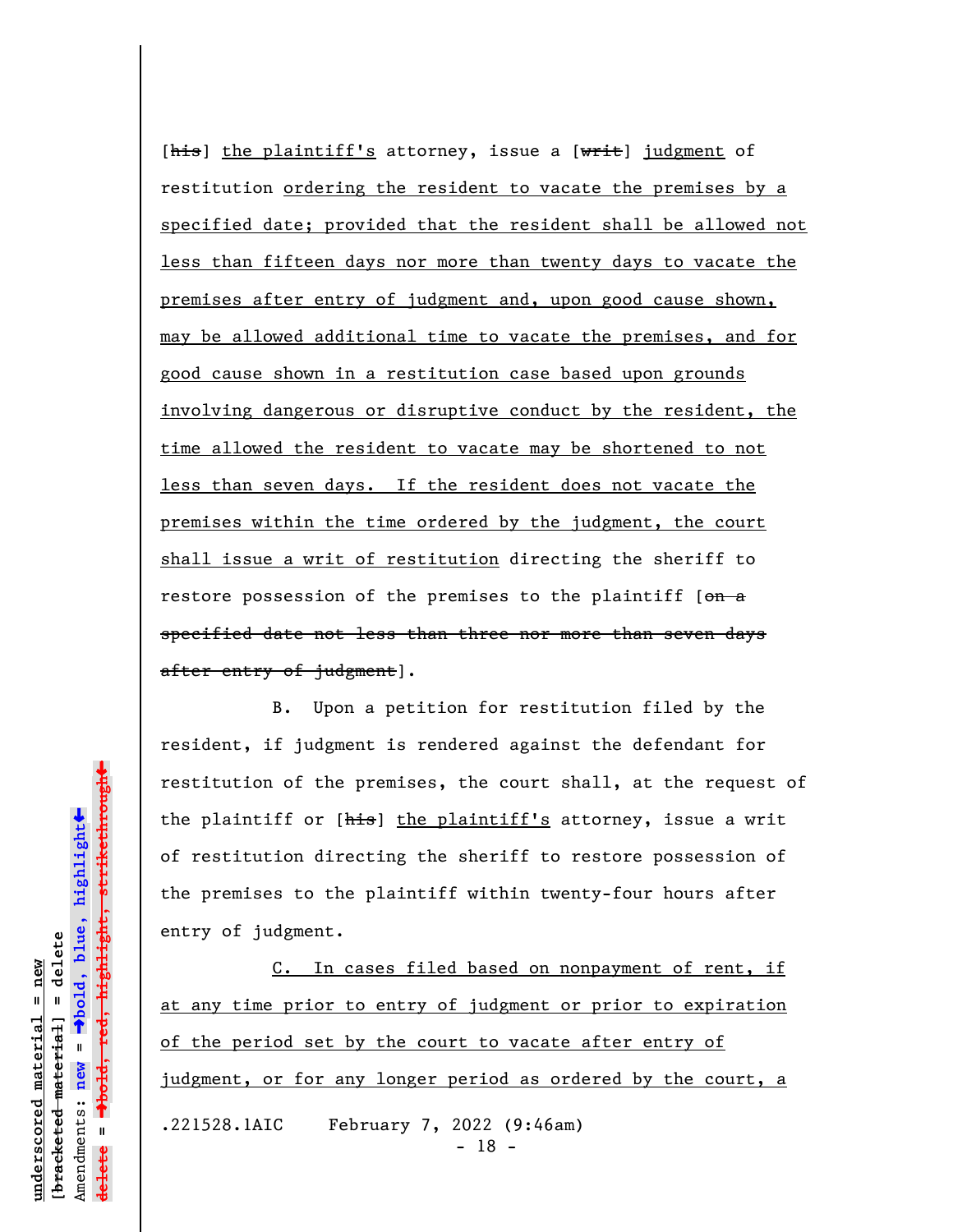[~~his~~] <u>the plaintiff's</u> attorney, issue a [~~writ~~] <u>judgment</u> of restitution <u>ordering the resident to vacate the premises by a specified date; provided that the resident shall be allowed not less than fifteen days nor more than twenty days to vacate the premises after entry of judgment and, upon good cause shown, may be allowed additional time to vacate the premises, and for good cause shown in a restitution case based upon grounds involving dangerous or disruptive conduct by the resident, the time allowed the resident to vacate may be shortened to not less than seven days. If the resident does not vacate the premises within the time ordered by the judgment, the court shall issue a writ of restitution</u> directing the sheriff to restore possession of the premises to the plaintiff [~~on a specified date not less than three nor more than seven days after entry of judgment~~].

B. Upon a petition for restitution filed by the resident, if judgment is rendered against the defendant for restitution of the premises, the court shall, at the request of the plaintiff or [~~his~~] <u>the plaintiff's</u> attorney, issue a writ of restitution directing the sheriff to restore possession of the premises to the plaintiff within twenty-four hours after entry of judgment.

<u>C. In cases filed based on nonpayment of rent, if at any time prior to entry of judgment or prior to expiration of the period set by the court to vacate after entry of judgment, or for any longer period as ordered by the court, a</u>

.221528.1AIC February 7, 2022 (9:46am)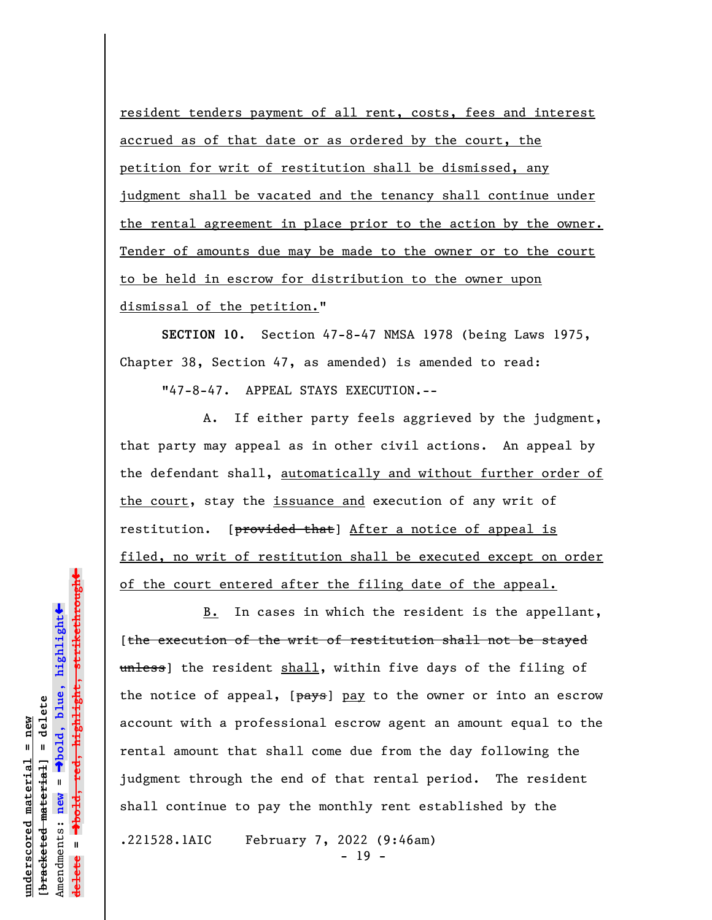resident tenders payment of all rent, costs, fees and interest accrued as of that date or as ordered by the court, the petition for writ of restitution shall be dismissed, any judgment shall be vacated and the tenancy shall continue under the rental agreement in place prior to the action by the owner. Tender of amounts due may be made to the owner or to the court to be held in escrow for distribution to the owner upon dismissal of the petition."

**SECTION 10.** Section 47-8-47 NMSA 1978 (being Laws 1975, Chapter 38, Section 47, as amended) is amended to read:

"47-8-47. APPEAL STAYS EXECUTION.--

A. If either party feels aggrieved by the judgment, that party may appeal as in other civil actions. An appeal by the defendant shall, automatically and without further order of the court, stay the issuance and execution of any writ of restitution. [~~provided that~~] After a notice of appeal is filed, no writ of restitution shall be executed except on order of the court entered after the filing date of the appeal.

B. In cases in which the resident is the appellant, [~~the execution of the writ of restitution shall not be stayed unless~~] the resident shall, within five days of the filing of the notice of appeal, [~~pays~~] pay to the owner or into an escrow account with a professional escrow agent an amount equal to the rental amount that shall come due from the day following the judgment through the end of that rental period. The resident shall continue to pay the monthly rent established by the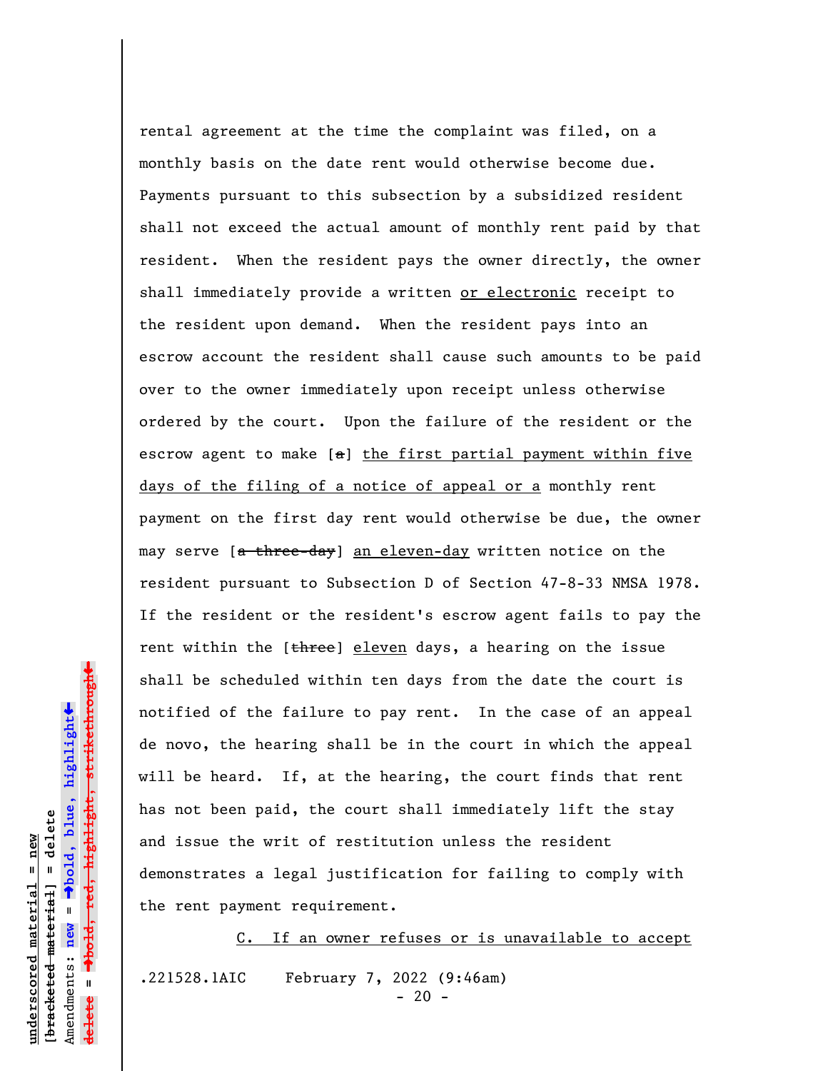rental agreement at the time the complaint was filed, on a monthly basis on the date rent would otherwise become due. Payments pursuant to this subsection by a subsidized resident shall not exceed the actual amount of monthly rent paid by that resident. When the resident pays the owner directly, the owner shall immediately provide a written <u>or electronic</u> receipt to the resident upon demand. When the resident pays into an escrow account the resident shall cause such amounts to be paid over to the owner immediately upon receipt unless otherwise ordered by the court. Upon the failure of the resident or the escrow agent to make [~~a~~] <u>the first partial payment within five days of the filing of a notice of appeal or a</u> monthly rent payment on the first day rent would otherwise be due, the owner may serve [~~a three-day~~] <u>an eleven-day</u> written notice on the resident pursuant to Subsection D of Section 47-8-33 NMSA 1978. If the resident or the resident's escrow agent fails to pay the rent within the [~~three~~] <u>eleven</u> days, a hearing on the issue shall be scheduled within ten days from the date the court is notified of the failure to pay rent. In the case of an appeal de novo, the hearing shall be in the court in which the appeal will be heard. If, at the hearing, the court finds that rent has not been paid, the court shall immediately lift the stay and issue the writ of restitution unless the resident demonstrates a legal justification for failing to comply with the rent payment requirement.

<u>C. If an owner refuses or is unavailable to accept</u>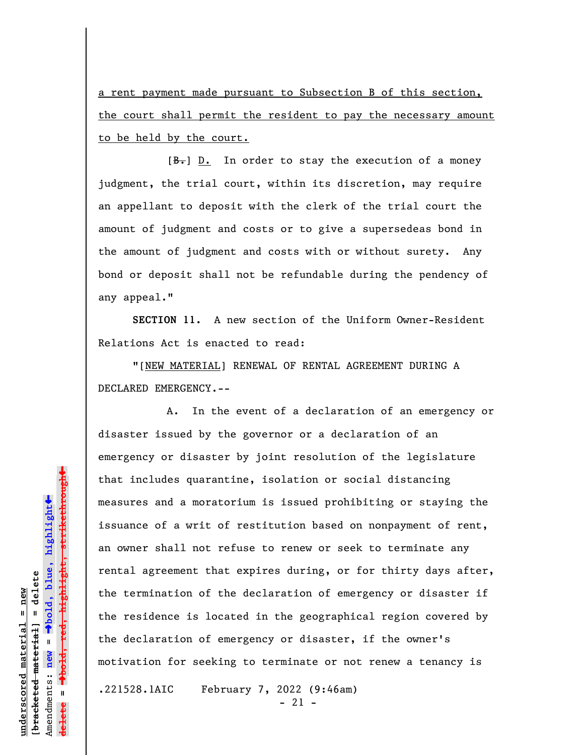a rent payment made pursuant to Subsection B of this section, the court shall permit the resident to pay the necessary amount to be held by the court.

[~~B.~~] D. In order to stay the execution of a money judgment, the trial court, within its discretion, may require an appellant to deposit with the clerk of the trial court the amount of judgment and costs or to give a supersedeas bond in the amount of judgment and costs with or without surety. Any bond or deposit shall not be refundable during the pendency of any appeal."

**SECTION 11.** A new section of the Uniform Owner-Resident Relations Act is enacted to read:

"[NEW MATERIAL] RENEWAL OF RENTAL AGREEMENT DURING A DECLARED EMERGENCY.--

A. In the event of a declaration of an emergency or disaster issued by the governor or a declaration of an emergency or disaster by joint resolution of the legislature that includes quarantine, isolation or social distancing measures and a moratorium is issued prohibiting or staying the issuance of a writ of restitution based on nonpayment of rent, an owner shall not refuse to renew or seek to terminate any rental agreement that expires during, or for thirty days after, the termination of the declaration of emergency or disaster if the residence is located in the geographical region covered by the declaration of emergency or disaster, if the owner's motivation for seeking to terminate or not renew a tenancy is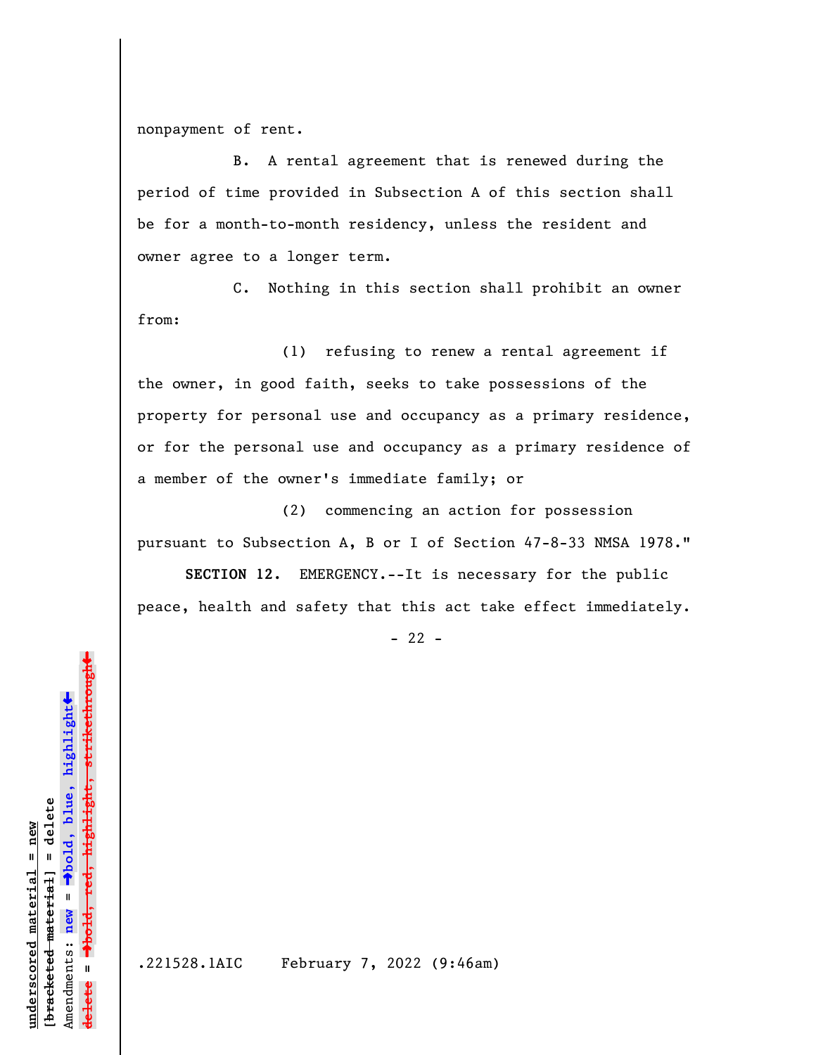nonpayment of rent.

B. A rental agreement that is renewed during the period of time provided in Subsection A of this section shall be for a month-to-month residency, unless the resident and owner agree to a longer term.

C. Nothing in this section shall prohibit an owner from:

(1) refusing to renew a rental agreement if the owner, in good faith, seeks to take possessions of the property for personal use and occupancy as a primary residence, or for the personal use and occupancy as a primary residence of a member of the owner's immediate family; or

(2) commencing an action for possession pursuant to Subsection A, B or I of Section 47-8-33 NMSA 1978."

**SECTION 12.** EMERGENCY.--It is necessary for the public peace, health and safety that this act take effect immediately.

.221528.1AIC February 7, 2022 (9:46am)